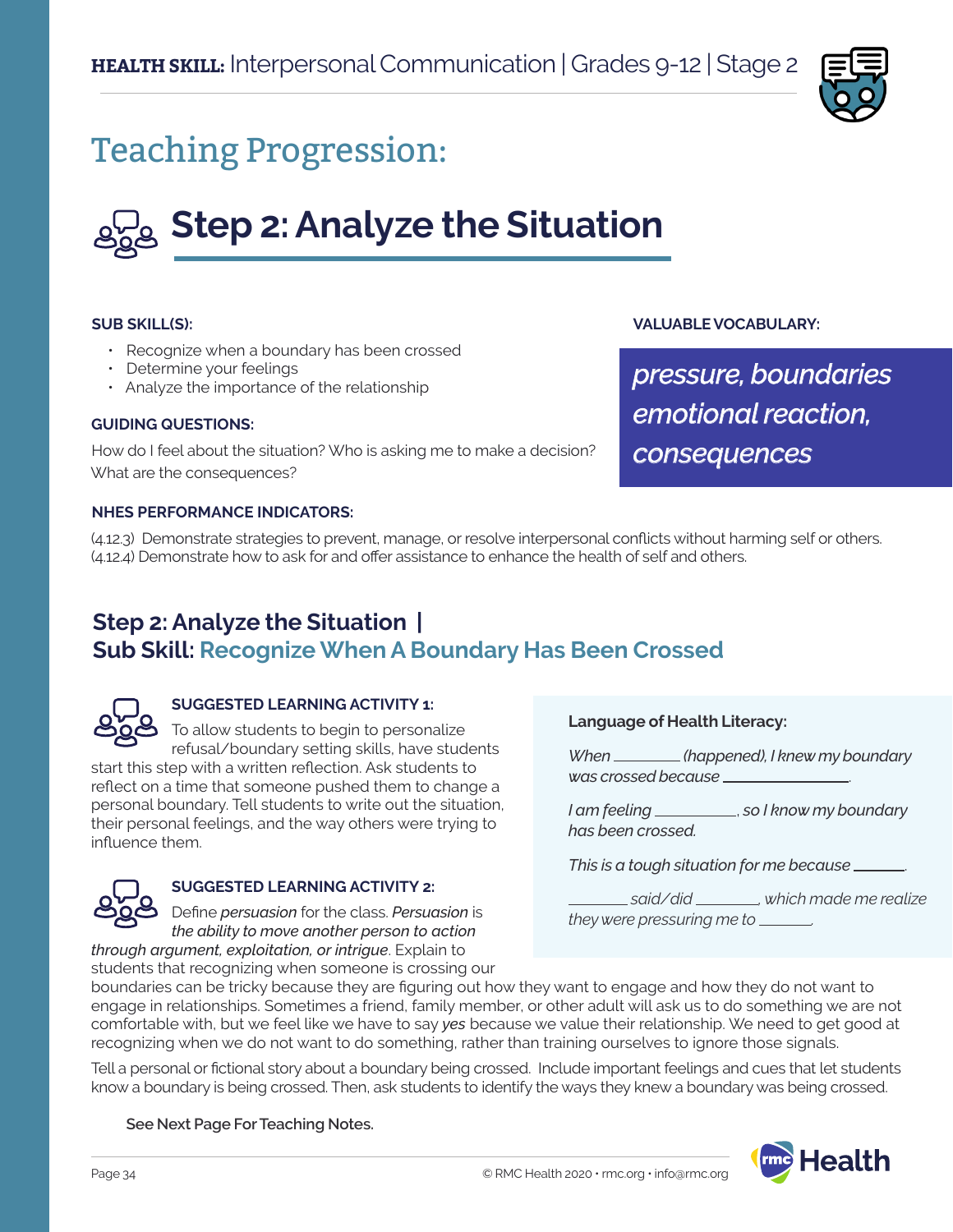**HEALTH SKILL:** Interpersonal Communication | Grades 9-12 | Stage 2

# Teaching Progression:

## Step 2: Analyze the Situation

**SUB SKILL(S):**

- Recognize when a boundary has been crossed
- Determine your feelings
- Analyze the importance of the relationship

**VALUABLE VOCABULARY:**

*pressure, boundaries emotional reaction, consequences*

**GUIDING QUESTIONS:**

How do I feel about the situation? Who is asking me to make a decision? What are the consequences?

**NHES PERFORMANCE INDICATORS:**

(4.12.3) Demonstrate strategies to prevent, manage, or resolve interpersonal conflicts without harming self or others.
(4.12.4) Demonstrate how to ask for and offer assistance to enhance the health of self and others.

### Step 2: Analyze the Situation | Sub Skill: Recognize When A Boundary Has Been Crossed

**SUGGESTED LEARNING ACTIVITY 1:**

To allow students to begin to personalize refusal/boundary setting skills, have students start this step with a written reflection. Ask students to reflect on a time that someone pushed them to change a personal boundary. Tell students to write out the situation, their personal feelings, and the way others were trying to influence them.

**SUGGESTED LEARNING ACTIVITY 2:**

Define *persuasion* for the class. *Persuasion* is *the ability to move another person to action through argument, exploitation, or intrigue*. Explain to students that recognizing when someone is crossing our boundaries can be tricky because they are figuring out how they want to engage and how they do not want to engage in relationships. Sometimes a friend, family member, or other adult will ask us to do something we are not comfortable with, but we feel like we have to say *yes* because we value their relationship. We need to get good at recognizing when we do not want to do something, rather than training ourselves to ignore those signals.

Tell a personal or fictional story about a boundary being crossed. Include important feelings and cues that let students know a boundary is being crossed. Then, ask students to identify the ways they knew a boundary was being crossed.

**Language of Health Literacy:**

*When ________ (happened), I knew my boundary was crossed because ______________.*

*I am feeling __________, so I know my boundary has been crossed.*

*This is a tough situation for me because ______.*

*_______ said/did ________, which made me realize they were pressuring me to _______.*

**See Next Page For Teaching Notes.**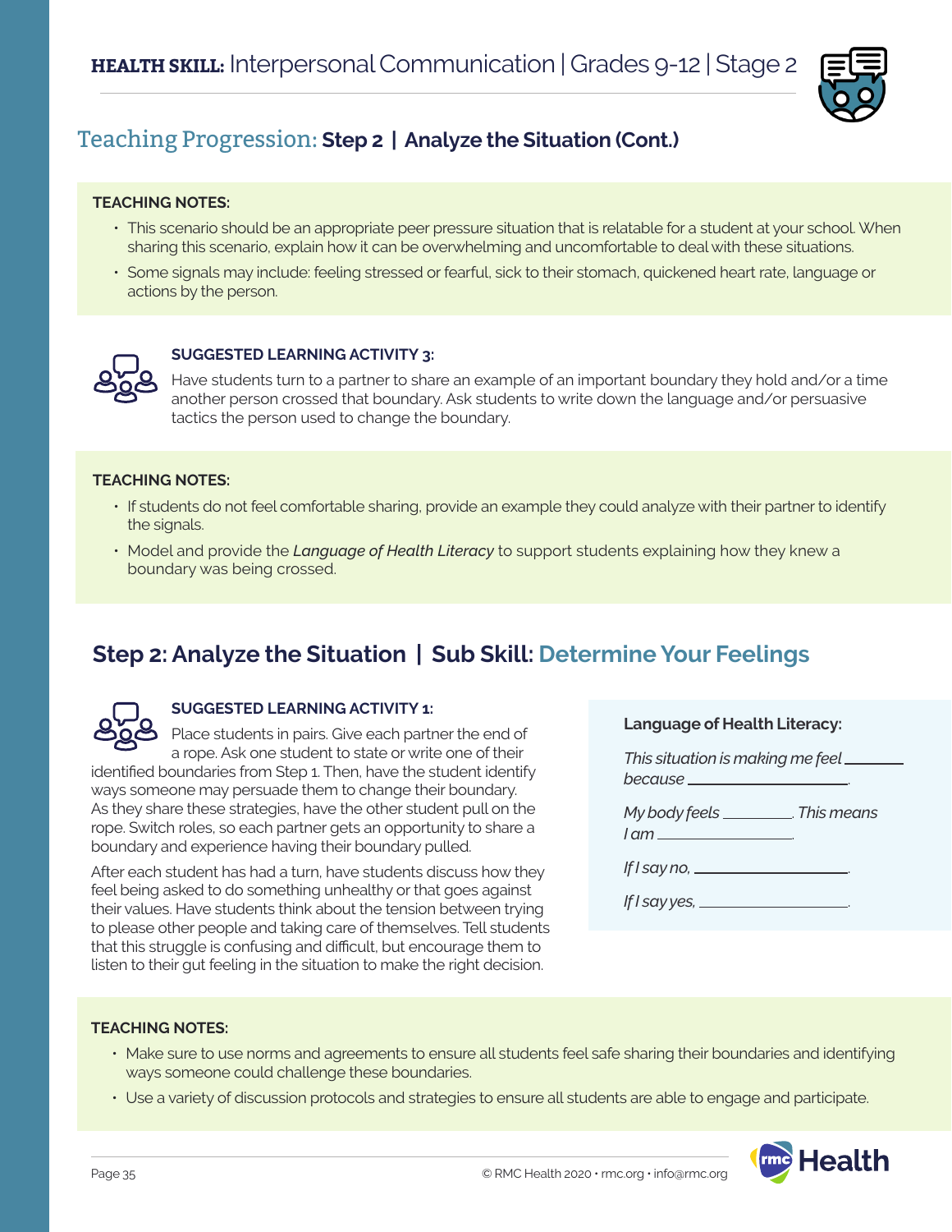**HEALTH SKILL:** Interpersonal Communication | Grades 9-12 | Stage 2

## Teaching Progression: Step 2 | Analyze the Situation (Cont.)

**TEACHING NOTES:**

- This scenario should be an appropriate peer pressure situation that is relatable for a student at your school. When sharing this scenario, explain how it can be overwhelming and uncomfortable to deal with these situations.
- Some signals may include: feeling stressed or fearful, sick to their stomach, quickened heart rate, language or actions by the person.

**SUGGESTED LEARNING ACTIVITY 3:**

Have students turn to a partner to share an example of an important boundary they hold and/or a time another person crossed that boundary. Ask students to write down the language and/or persuasive tactics the person used to change the boundary.

**TEACHING NOTES:**

- If students do not feel comfortable sharing, provide an example they could analyze with their partner to identify the signals.
- Model and provide the *Language of Health Literacy* to support students explaining how they knew a boundary was being crossed.

## Step 2: Analyze the Situation | Sub Skill: Determine Your Feelings

**SUGGESTED LEARNING ACTIVITY 1:**

Place students in pairs. Give each partner the end of a rope. Ask one student to state or write one of their identified boundaries from Step 1. Then, have the student identify ways someone may persuade them to change their boundary. As they share these strategies, have the other student pull on the rope. Switch roles, so each partner gets an opportunity to share a boundary and experience having their boundary pulled.

After each student has had a turn, have students discuss how they feel being asked to do something unhealthy or that goes against their values. Have students think about the tension between trying to please other people and taking care of themselves. Tell students that this struggle is confusing and difficult, but encourage them to listen to their gut feeling in the situation to make the right decision.

**Language of Health Literacy:**

*This situation is making me feel ______ because ______.*

*My body feels ______. This means I am ______.*

*If I say no, ______.*

*If I say yes, ______.*

**TEACHING NOTES:**

- Make sure to use norms and agreements to ensure all students feel safe sharing their boundaries and identifying ways someone could challenge these boundaries.
- Use a variety of discussion protocols and strategies to ensure all students are able to engage and participate.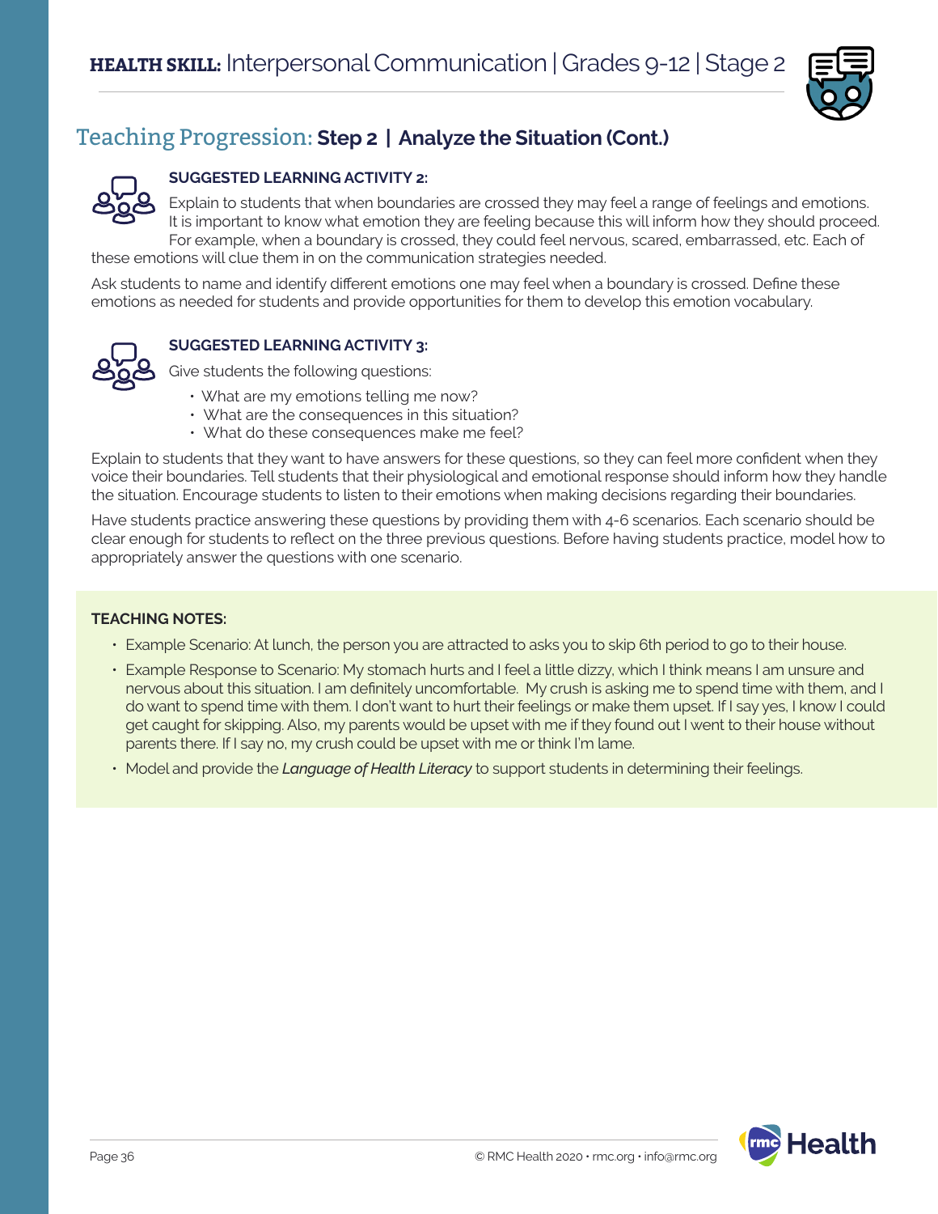## Teaching Progression: **Step 2 | Analyze the Situation (Cont.)**

**SUGGESTED LEARNING ACTIVITY 2:**

Explain to students that when boundaries are crossed they may feel a range of feelings and emotions. It is important to know what emotion they are feeling because this will inform how they should proceed. For example, when a boundary is crossed, they could feel nervous, scared, embarrassed, etc. Each of these emotions will clue them in on the communication strategies needed.

Ask students to name and identify different emotions one may feel when a boundary is crossed. Define these emotions as needed for students and provide opportunities for them to develop this emotion vocabulary.

**SUGGESTED LEARNING ACTIVITY 3:**

Give students the following questions:

- What are my emotions telling me now?
- What are the consequences in this situation?
- What do these consequences make me feel?

Explain to students that they want to have answers for these questions, so they can feel more confident when they voice their boundaries. Tell students that their physiological and emotional response should inform how they handle the situation. Encourage students to listen to their emotions when making decisions regarding their boundaries.

Have students practice answering these questions by providing them with 4-6 scenarios. Each scenario should be clear enough for students to reflect on the three previous questions. Before having students practice, model how to appropriately answer the questions with one scenario.

**TEACHING NOTES:**

- Example Scenario: At lunch, the person you are attracted to asks you to skip 6th period to go to their house.
- Example Response to Scenario: My stomach hurts and I feel a little dizzy, which I think means I am unsure and nervous about this situation. I am definitely uncomfortable. My crush is asking me to spend time with them, and I do want to spend time with them. I don't want to hurt their feelings or make them upset. If I say yes, I know I could get caught for skipping. Also, my parents would be upset with me if they found out I went to their house without parents there. If I say no, my crush could be upset with me or think I'm lame.
- Model and provide the ***Language of Health Literacy*** to support students in determining their feelings.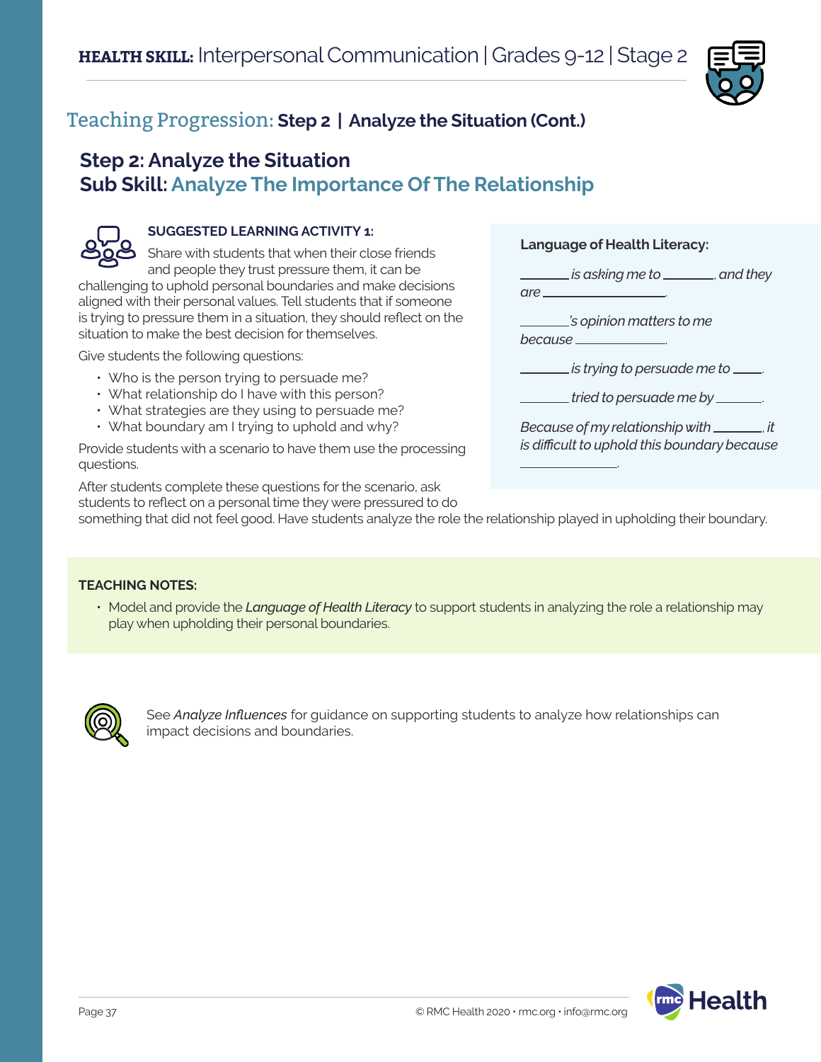## Teaching Progression: **Step 2 | Analyze the Situation (Cont.)**

### Step 2: Analyze the Situation
### Sub Skill: Analyze The Importance Of The Relationship

**SUGGESTED LEARNING ACTIVITY 1:**

Share with students that when their close friends and people they trust pressure them, it can be challenging to uphold personal boundaries and make decisions aligned with their personal values. Tell students that if someone is trying to pressure them in a situation, they should reflect on the situation to make the best decision for themselves.

Give students the following questions:

- Who is the person trying to persuade me?
- What relationship do I have with this person?
- What strategies are they using to persuade me?
- What boundary am I trying to uphold and why?

Provide students with a scenario to have them use the processing questions.

After students complete these questions for the scenario, ask students to reflect on a personal time they were pressured to do something that did not feel good. Have students analyze the role the relationship played in upholding their boundary.

**Language of Health Literacy:**

*\_\_\_\_\_\_ is asking me to \_\_\_\_\_\_, and they are \_\_\_\_\_\_\_\_\_\_\_\_.*

*\_\_\_\_\_\_'s opinion matters to me because \_\_\_\_\_\_\_\_.*

*\_\_\_\_\_\_ is trying to persuade me to \_\_\_\_.*

*\_\_\_\_\_\_ tried to persuade me by \_\_\_\_\_\_.*

*Because of my relationship with \_\_\_\_\_\_, it is difficult to uphold this boundary because \_\_\_\_\_\_\_\_\_\_.*

**TEACHING NOTES:**

- Model and provide the ***Language of Health Literacy*** to support students in analyzing the role a relationship may play when upholding their personal boundaries.

See *Analyze Influences* for guidance on supporting students to analyze how relationships can impact decisions and boundaries.